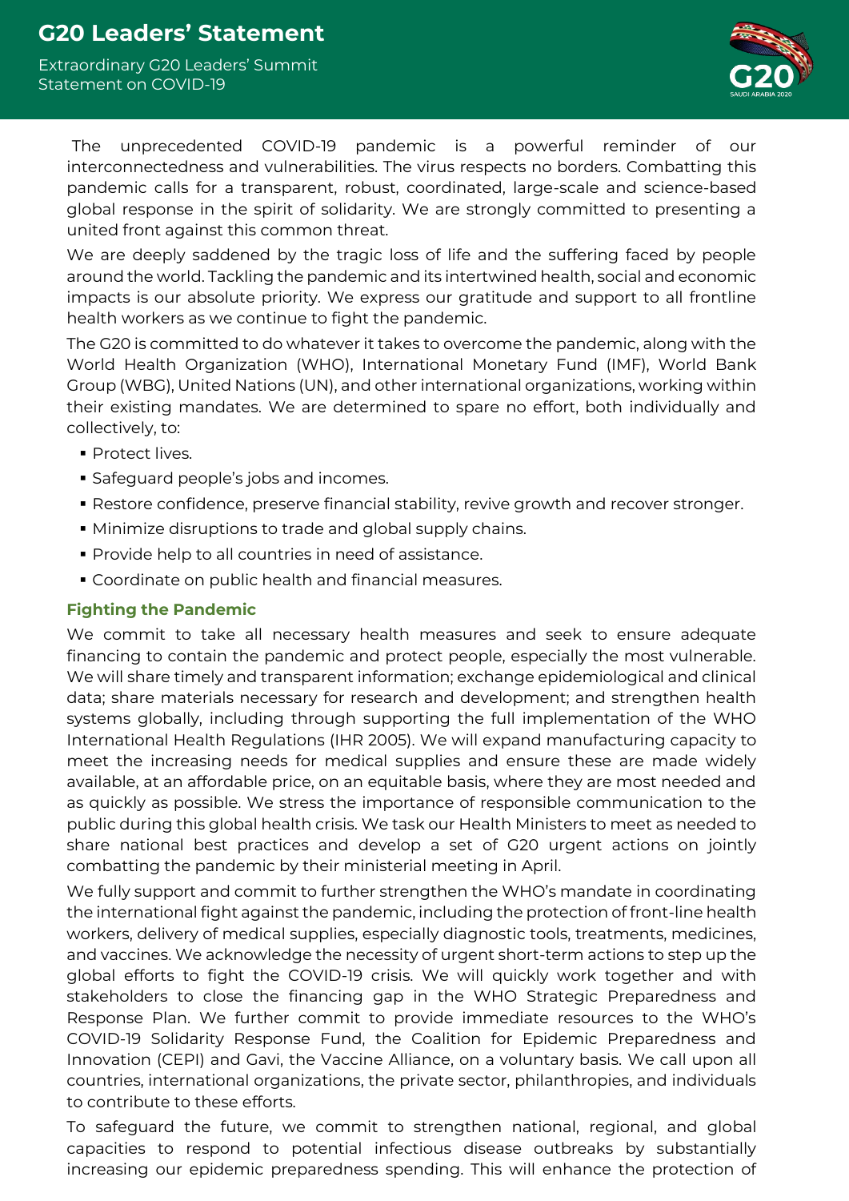# G20 Leaders' Statement

Extraordinary G20 Leaders' Summit
Statement on COVID-19

The unprecedented COVID-19 pandemic is a powerful reminder of our interconnectedness and vulnerabilities. The virus respects no borders. Combatting this pandemic calls for a transparent, robust, coordinated, large-scale and science-based global response in the spirit of solidarity. We are strongly committed to presenting a united front against this common threat.

We are deeply saddened by the tragic loss of life and the suffering faced by people around the world. Tackling the pandemic and its intertwined health, social and economic impacts is our absolute priority. We express our gratitude and support to all frontline health workers as we continue to fight the pandemic.

The G20 is committed to do whatever it takes to overcome the pandemic, along with the World Health Organization (WHO), International Monetary Fund (IMF), World Bank Group (WBG), United Nations (UN), and other international organizations, working within their existing mandates. We are determined to spare no effort, both individually and collectively, to:

- Protect lives.
- Safeguard people's jobs and incomes.
- Restore confidence, preserve financial stability, revive growth and recover stronger.
- Minimize disruptions to trade and global supply chains.
- Provide help to all countries in need of assistance.
- Coordinate on public health and financial measures.

## Fighting the Pandemic

We commit to take all necessary health measures and seek to ensure adequate financing to contain the pandemic and protect people, especially the most vulnerable. We will share timely and transparent information; exchange epidemiological and clinical data; share materials necessary for research and development; and strengthen health systems globally, including through supporting the full implementation of the WHO International Health Regulations (IHR 2005). We will expand manufacturing capacity to meet the increasing needs for medical supplies and ensure these are made widely available, at an affordable price, on an equitable basis, where they are most needed and as quickly as possible. We stress the importance of responsible communication to the public during this global health crisis. We task our Health Ministers to meet as needed to share national best practices and develop a set of G20 urgent actions on jointly combatting the pandemic by their ministerial meeting in April.

We fully support and commit to further strengthen the WHO's mandate in coordinating the international fight against the pandemic, including the protection of front-line health workers, delivery of medical supplies, especially diagnostic tools, treatments, medicines, and vaccines. We acknowledge the necessity of urgent short-term actions to step up the global efforts to fight the COVID-19 crisis. We will quickly work together and with stakeholders to close the financing gap in the WHO Strategic Preparedness and Response Plan. We further commit to provide immediate resources to the WHO's COVID-19 Solidarity Response Fund, the Coalition for Epidemic Preparedness and Innovation (CEPI) and Gavi, the Vaccine Alliance, on a voluntary basis. We call upon all countries, international organizations, the private sector, philanthropies, and individuals to contribute to these efforts.

To safeguard the future, we commit to strengthen national, regional, and global capacities to respond to potential infectious disease outbreaks by substantially increasing our epidemic preparedness spending. This will enhance the protection of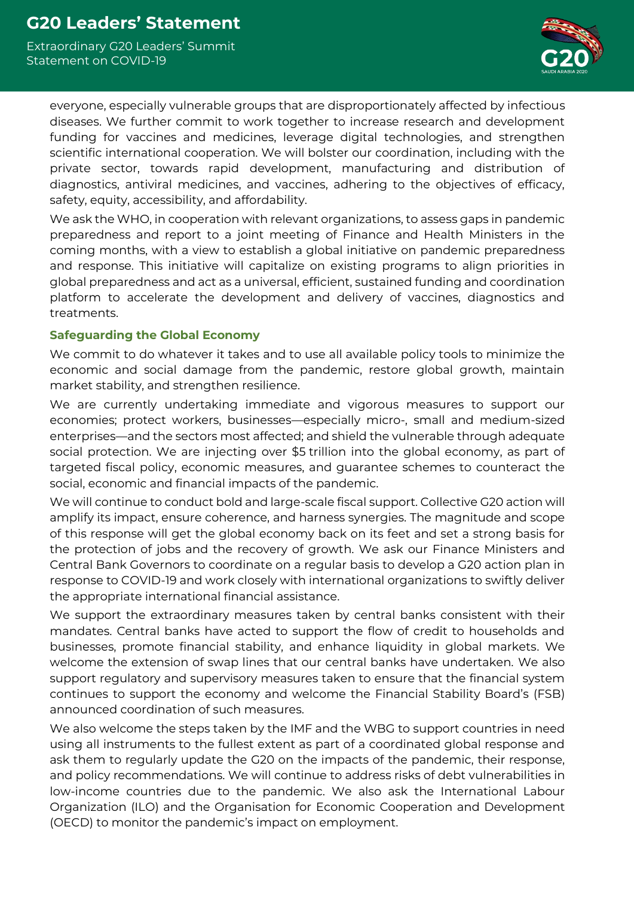everyone, especially vulnerable groups that are disproportionately affected by infectious diseases. We further commit to work together to increase research and development funding for vaccines and medicines, leverage digital technologies, and strengthen scientific international cooperation. We will bolster our coordination, including with the private sector, towards rapid development, manufacturing and distribution of diagnostics, antiviral medicines, and vaccines, adhering to the objectives of efficacy, safety, equity, accessibility, and affordability.

We ask the WHO, in cooperation with relevant organizations, to assess gaps in pandemic preparedness and report to a joint meeting of Finance and Health Ministers in the coming months, with a view to establish a global initiative on pandemic preparedness and response. This initiative will capitalize on existing programs to align priorities in global preparedness and act as a universal, efficient, sustained funding and coordination platform to accelerate the development and delivery of vaccines, diagnostics and treatments.

### Safeguarding the Global Economy

We commit to do whatever it takes and to use all available policy tools to minimize the economic and social damage from the pandemic, restore global growth, maintain market stability, and strengthen resilience.

We are currently undertaking immediate and vigorous measures to support our economies; protect workers, businesses—especially micro-, small and medium-sized enterprises—and the sectors most affected; and shield the vulnerable through adequate social protection. We are injecting over $5 trillion into the global economy, as part of targeted fiscal policy, economic measures, and guarantee schemes to counteract the social, economic and financial impacts of the pandemic.

We will continue to conduct bold and large-scale fiscal support. Collective G20 action will amplify its impact, ensure coherence, and harness synergies. The magnitude and scope of this response will get the global economy back on its feet and set a strong basis for the protection of jobs and the recovery of growth. We ask our Finance Ministers and Central Bank Governors to coordinate on a regular basis to develop a G20 action plan in response to COVID-19 and work closely with international organizations to swiftly deliver the appropriate international financial assistance.

We support the extraordinary measures taken by central banks consistent with their mandates. Central banks have acted to support the flow of credit to households and businesses, promote financial stability, and enhance liquidity in global markets. We welcome the extension of swap lines that our central banks have undertaken. We also support regulatory and supervisory measures taken to ensure that the financial system continues to support the economy and welcome the Financial Stability Board's (FSB) announced coordination of such measures.

We also welcome the steps taken by the IMF and the WBG to support countries in need using all instruments to the fullest extent as part of a coordinated global response and ask them to regularly update the G20 on the impacts of the pandemic, their response, and policy recommendations. We will continue to address risks of debt vulnerabilities in low-income countries due to the pandemic. We also ask the International Labour Organization (ILO) and the Organisation for Economic Cooperation and Development (OECD) to monitor the pandemic's impact on employment.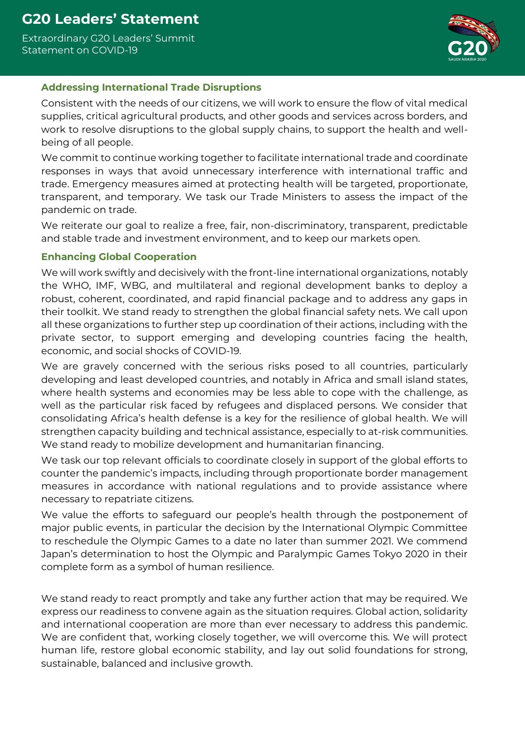### Addressing International Trade Disruptions

Consistent with the needs of our citizens, we will work to ensure the flow of vital medical supplies, critical agricultural products, and other goods and services across borders, and work to resolve disruptions to the global supply chains, to support the health and well-being of all people.

We commit to continue working together to facilitate international trade and coordinate responses in ways that avoid unnecessary interference with international traffic and trade. Emergency measures aimed at protecting health will be targeted, proportionate, transparent, and temporary. We task our Trade Ministers to assess the impact of the pandemic on trade.

We reiterate our goal to realize a free, fair, non-discriminatory, transparent, predictable and stable trade and investment environment, and to keep our markets open.

### Enhancing Global Cooperation

We will work swiftly and decisively with the front-line international organizations, notably the WHO, IMF, WBG, and multilateral and regional development banks to deploy a robust, coherent, coordinated, and rapid financial package and to address any gaps in their toolkit. We stand ready to strengthen the global financial safety nets. We call upon all these organizations to further step up coordination of their actions, including with the private sector, to support emerging and developing countries facing the health, economic, and social shocks of COVID-19.

We are gravely concerned with the serious risks posed to all countries, particularly developing and least developed countries, and notably in Africa and small island states, where health systems and economies may be less able to cope with the challenge, as well as the particular risk faced by refugees and displaced persons. We consider that consolidating Africa's health defense is a key for the resilience of global health. We will strengthen capacity building and technical assistance, especially to at-risk communities. We stand ready to mobilize development and humanitarian financing.

We task our top relevant officials to coordinate closely in support of the global efforts to counter the pandemic's impacts, including through proportionate border management measures in accordance with national regulations and to provide assistance where necessary to repatriate citizens.

We value the efforts to safeguard our people's health through the postponement of major public events, in particular the decision by the International Olympic Committee to reschedule the Olympic Games to a date no later than summer 2021. We commend Japan's determination to host the Olympic and Paralympic Games Tokyo 2020 in their complete form as a symbol of human resilience.

We stand ready to react promptly and take any further action that may be required. We express our readiness to convene again as the situation requires. Global action, solidarity and international cooperation are more than ever necessary to address this pandemic. We are confident that, working closely together, we will overcome this. We will protect human life, restore global economic stability, and lay out solid foundations for strong, sustainable, balanced and inclusive growth.